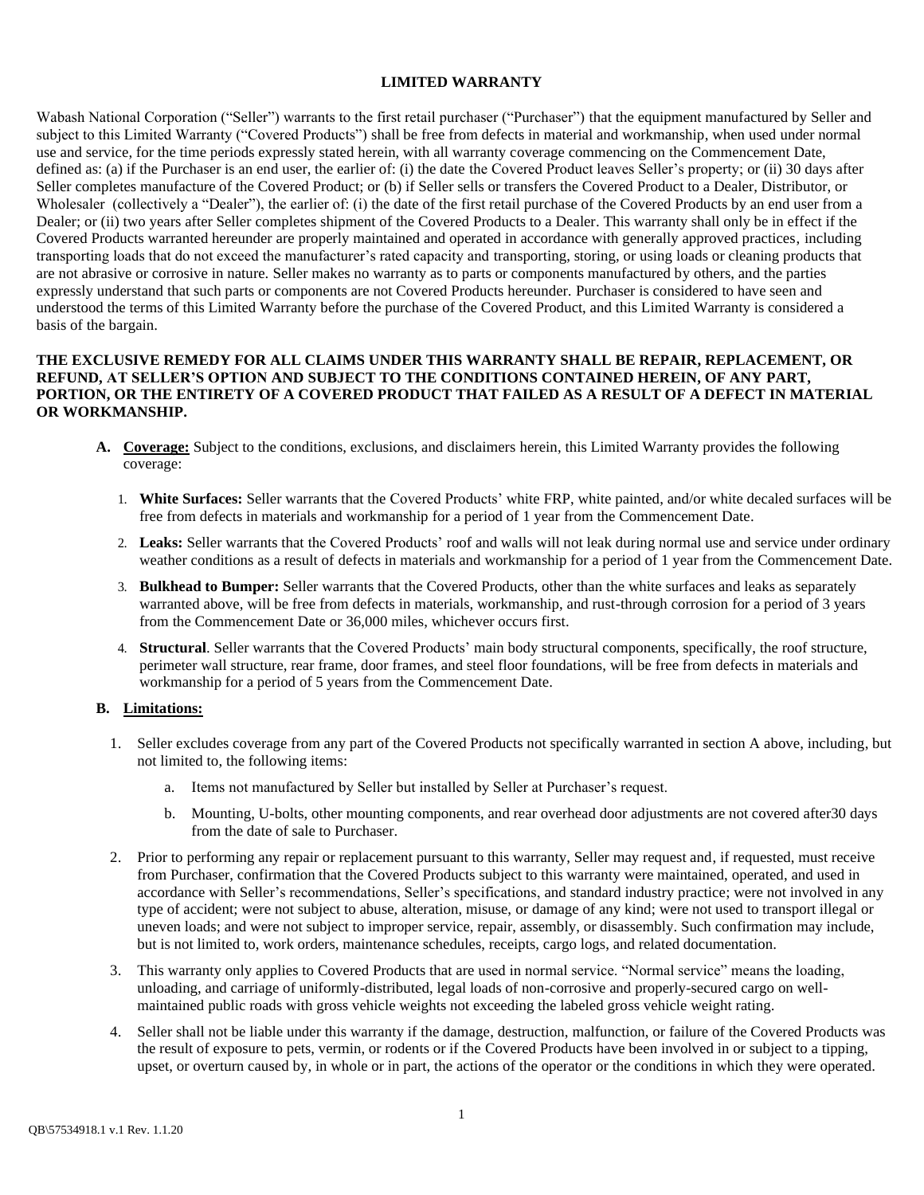# LIMITED WARRANTY

Wabash National Corporation ("Seller") warrants to the first retail purchaser ("Purchaser") that the equipment manufactured by Seller and subject to this Limited Warranty ("Covered Products") shall be free from defects in material and workmanship, when used under normal use and service, for the time periods expressly stated herein, with all warranty coverage commencing on the Commencement Date, defined as: (a) if the Purchaser is an end user, the earlier of: (i) the date the Covered Product leaves Seller's property; or (ii) 30 days after Seller completes manufacture of the Covered Product; or (b) if Seller sells or transfers the Covered Product to a Dealer, Distributor, or Wholesaler (collectively a "Dealer"), the earlier of: (i) the date of the first retail purchase of the Covered Products by an end user from a Dealer; or (ii) two years after Seller completes shipment of the Covered Products to a Dealer. This warranty shall only be in effect if the Covered Products warranted hereunder are properly maintained and operated in accordance with generally approved practices, including transporting loads that do not exceed the manufacturer's rated capacity and transporting, storing, or using loads or cleaning products that are not abrasive or corrosive in nature. Seller makes no warranty as to parts or components manufactured by others, and the parties expressly understand that such parts or components are not Covered Products hereunder. Purchaser is considered to have seen and understood the terms of this Limited Warranty before the purchase of the Covered Product, and this Limited Warranty is considered a basis of the bargain.

**THE EXCLUSIVE REMEDY FOR ALL CLAIMS UNDER THIS WARRANTY SHALL BE REPAIR, REPLACEMENT, OR REFUND, AT SELLER'S OPTION AND SUBJECT TO THE CONDITIONS CONTAINED HEREIN, OF ANY PART, PORTION, OR THE ENTIRETY OF A COVERED PRODUCT THAT FAILED AS A RESULT OF A DEFECT IN MATERIAL OR WORKMANSHIP.**

**A. Coverage:** Subject to the conditions, exclusions, and disclaimers herein, this Limited Warranty provides the following coverage:

1. **White Surfaces:** Seller warrants that the Covered Products' white FRP, white painted, and/or white decaled surfaces will be free from defects in materials and workmanship for a period of 1 year from the Commencement Date.
2. **Leaks:** Seller warrants that the Covered Products' roof and walls will not leak during normal use and service under ordinary weather conditions as a result of defects in materials and workmanship for a period of 1 year from the Commencement Date.
3. **Bulkhead to Bumper:** Seller warrants that the Covered Products, other than the white surfaces and leaks as separately warranted above, will be free from defects in materials, workmanship, and rust-through corrosion for a period of 3 years from the Commencement Date or 36,000 miles, whichever occurs first.
4. **Structural**. Seller warrants that the Covered Products' main body structural components, specifically, the roof structure, perimeter wall structure, rear frame, door frames, and steel floor foundations, will be free from defects in materials and workmanship for a period of 5 years from the Commencement Date.

**B. Limitations:**

1. Seller excludes coverage from any part of the Covered Products not specifically warranted in section A above, including, but not limited to, the following items:
   a. Items not manufactured by Seller but installed by Seller at Purchaser's request.
   b. Mounting, U-bolts, other mounting components, and rear overhead door adjustments are not covered after30 days from the date of sale to Purchaser.
2. Prior to performing any repair or replacement pursuant to this warranty, Seller may request and, if requested, must receive from Purchaser, confirmation that the Covered Products subject to this warranty were maintained, operated, and used in accordance with Seller's recommendations, Seller's specifications, and standard industry practice; were not involved in any type of accident; were not subject to abuse, alteration, misuse, or damage of any kind; were not used to transport illegal or uneven loads; and were not subject to improper service, repair, assembly, or disassembly. Such confirmation may include, but is not limited to, work orders, maintenance schedules, receipts, cargo logs, and related documentation.
3. This warranty only applies to Covered Products that are used in normal service. "Normal service" means the loading, unloading, and carriage of uniformly-distributed, legal loads of non-corrosive and properly-secured cargo on well-maintained public roads with gross vehicle weights not exceeding the labeled gross vehicle weight rating.
4. Seller shall not be liable under this warranty if the damage, destruction, malfunction, or failure of the Covered Products was the result of exposure to pets, vermin, or rodents or if the Covered Products have been involved in or subject to a tipping, upset, or overturn caused by, in whole or in part, the actions of the operator or the conditions in which they were operated.

QB\57534918.1 v.1 Rev. 1.1.20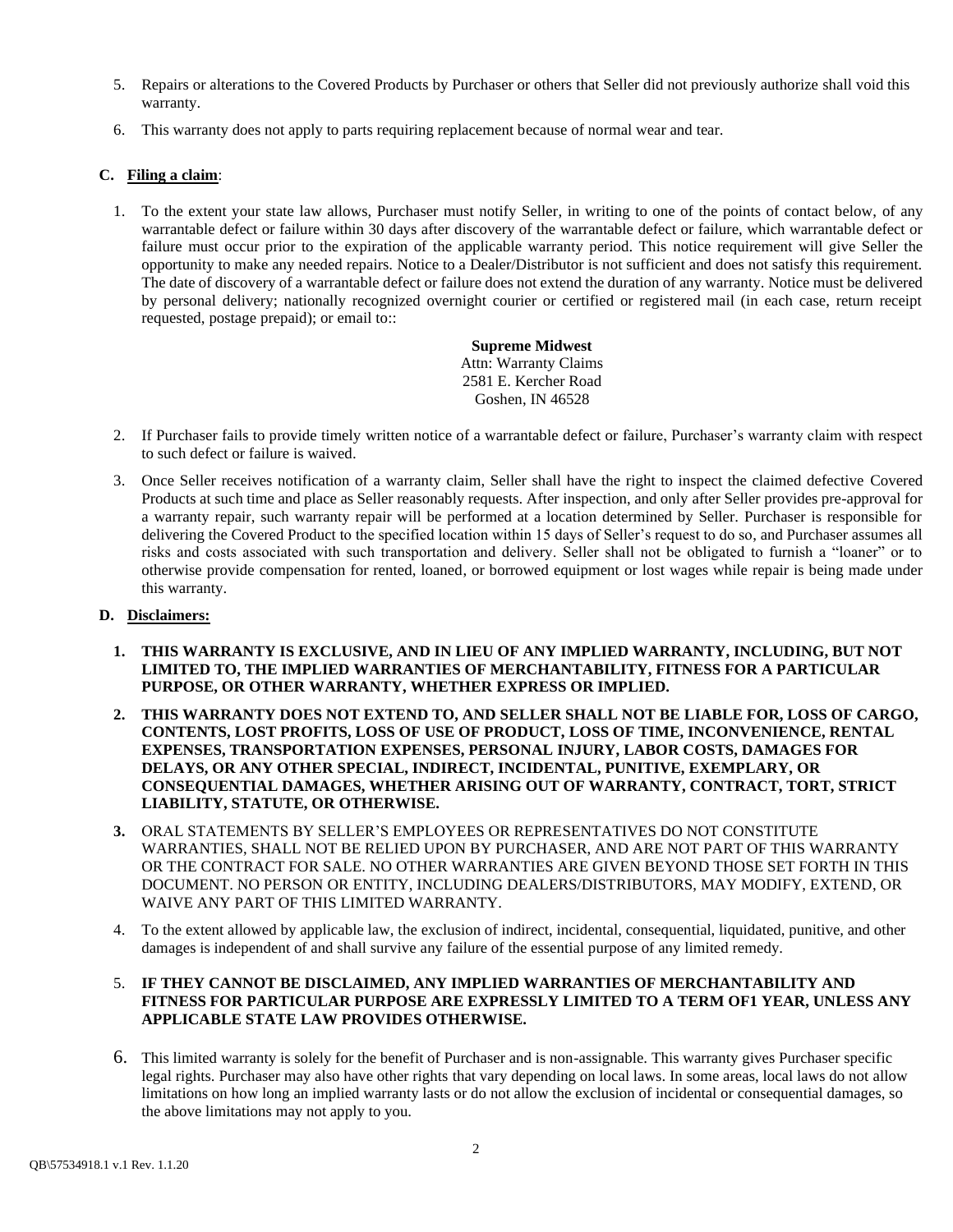5. Repairs or alterations to the Covered Products by Purchaser or others that Seller did not previously authorize shall void this warranty.
6. This warranty does not apply to parts requiring replacement because of normal wear and tear.

**C. Filing a claim**:

1. To the extent your state law allows, Purchaser must notify Seller, in writing to one of the points of contact below, of any warrantable defect or failure within 30 days after discovery of the warrantable defect or failure, which warrantable defect or failure must occur prior to the expiration of the applicable warranty period. This notice requirement will give Seller the opportunity to make any needed repairs. Notice to a Dealer/Distributor is not sufficient and does not satisfy this requirement. The date of discovery of a warrantable defect or failure does not extend the duration of any warranty. Notice must be delivered by personal delivery; nationally recognized overnight courier or certified or registered mail (in each case, return receipt requested, postage prepaid); or email to::

   **Supreme Midwest**
   Attn: Warranty Claims
   2581 E. Kercher Road
   Goshen, IN 46528

2. If Purchaser fails to provide timely written notice of a warrantable defect or failure, Purchaser's warranty claim with respect to such defect or failure is waived.
3. Once Seller receives notification of a warranty claim, Seller shall have the right to inspect the claimed defective Covered Products at such time and place as Seller reasonably requests. After inspection, and only after Seller provides pre-approval for a warranty repair, such warranty repair will be performed at a location determined by Seller. Purchaser is responsible for delivering the Covered Product to the specified location within 15 days of Seller's request to do so, and Purchaser assumes all risks and costs associated with such transportation and delivery. Seller shall not be obligated to furnish a "loaner" or to otherwise provide compensation for rented, loaned, or borrowed equipment or lost wages while repair is being made under this warranty.

**D. Disclaimers:**

1. **THIS WARRANTY IS EXCLUSIVE, AND IN LIEU OF ANY IMPLIED WARRANTY, INCLUDING, BUT NOT LIMITED TO, THE IMPLIED WARRANTIES OF MERCHANTABILITY, FITNESS FOR A PARTICULAR PURPOSE, OR OTHER WARRANTY, WHETHER EXPRESS OR IMPLIED.**
2. **THIS WARRANTY DOES NOT EXTEND TO, AND SELLER SHALL NOT BE LIABLE FOR, LOSS OF CARGO, CONTENTS, LOST PROFITS, LOSS OF USE OF PRODUCT, LOSS OF TIME, INCONVENIENCE, RENTAL EXPENSES, TRANSPORTATION EXPENSES, PERSONAL INJURY, LABOR COSTS, DAMAGES FOR DELAYS, OR ANY OTHER SPECIAL, INDIRECT, INCIDENTAL, PUNITIVE, EXEMPLARY, OR CONSEQUENTIAL DAMAGES, WHETHER ARISING OUT OF WARRANTY, CONTRACT, TORT, STRICT LIABILITY, STATUTE, OR OTHERWISE.**
3. ORAL STATEMENTS BY SELLER'S EMPLOYEES OR REPRESENTATIVES DO NOT CONSTITUTE WARRANTIES, SHALL NOT BE RELIED UPON BY PURCHASER, AND ARE NOT PART OF THIS WARRANTY OR THE CONTRACT FOR SALE. NO OTHER WARRANTIES ARE GIVEN BEYOND THOSE SET FORTH IN THIS DOCUMENT. NO PERSON OR ENTITY, INCLUDING DEALERS/DISTRIBUTORS, MAY MODIFY, EXTEND, OR WAIVE ANY PART OF THIS LIMITED WARRANTY.
4. To the extent allowed by applicable law, the exclusion of indirect, incidental, consequential, liquidated, punitive, and other damages is independent of and shall survive any failure of the essential purpose of any limited remedy.
5. **IF THEY CANNOT BE DISCLAIMED, ANY IMPLIED WARRANTIES OF MERCHANTABILITY AND FITNESS FOR PARTICULAR PURPOSE ARE EXPRESSLY LIMITED TO A TERM OF1 YEAR, UNLESS ANY APPLICABLE STATE LAW PROVIDES OTHERWISE.**
6. This limited warranty is solely for the benefit of Purchaser and is non-assignable. This warranty gives Purchaser specific legal rights. Purchaser may also have other rights that vary depending on local laws. In some areas, local laws do not allow limitations on how long an implied warranty lasts or do not allow the exclusion of incidental or consequential damages, so the above limitations may not apply to you.

QB\57534918.1 v.1 Rev. 1.1.20